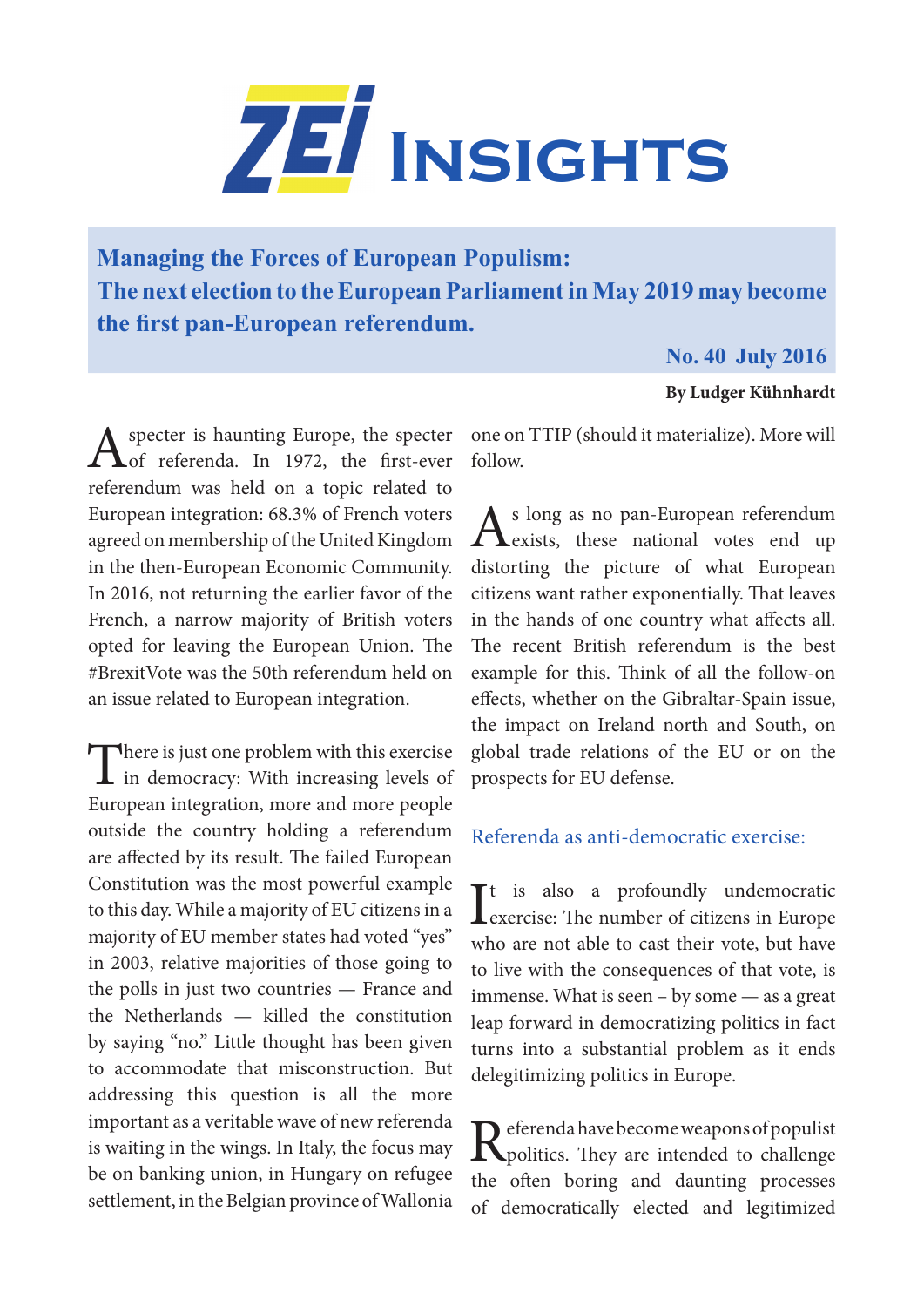# ZEI INSIGHTS

## Managing the Forces of European Populism: The next election to the European Parliament in May 2019 may become the first pan-European referendum.

**No. 40 July 2016**

**By Ludger Kühnhardt**

A specter is haunting Europe, the specter of referenda. In 1972, the first-ever referendum was held on a topic related to European integration: 68.3% of French voters agreed on membership of the United Kingdom in the then-European Economic Community. In 2016, not returning the earlier favor of the French, a narrow majority of British voters opted for leaving the European Union. The #BrexitVote was the 50th referendum held on an issue related to European integration.

There is just one problem with this exercise in democracy: With increasing levels of European integration, more and more people outside the country holding a referendum are affected by its result. The failed European Constitution was the most powerful example to this day. While a majority of EU citizens in a majority of EU member states had voted "yes" in 2003, relative majorities of those going to the polls in just two countries — France and the Netherlands — killed the constitution by saying "no." Little thought has been given to accommodate that misconstruction. But addressing this question is all the more important as a veritable wave of new referenda is waiting in the wings. In Italy, the focus may be on banking union, in Hungary on refugee settlement, in the Belgian province of Wallonia one on TTIP (should it materialize). More will follow.

As long as no pan-European referendum exists, these national votes end up distorting the picture of what European citizens want rather exponentially. That leaves in the hands of one country what affects all. The recent British referendum is the best example for this. Think of all the follow-on effects, whether on the Gibraltar-Spain issue, the impact on Ireland north and South, on global trade relations of the EU or on the prospects for EU defense.

### Referenda as anti-democratic exercise:

It is also a profoundly undemocratic exercise: The number of citizens in Europe who are not able to cast their vote, but have to live with the consequences of that vote, is immense. What is seen – by some — as a great leap forward in democratizing politics in fact turns into a substantial problem as it ends delegitimizing politics in Europe.

Referenda have become weapons of populist politics. They are intended to challenge the often boring and daunting processes of democratically elected and legitimized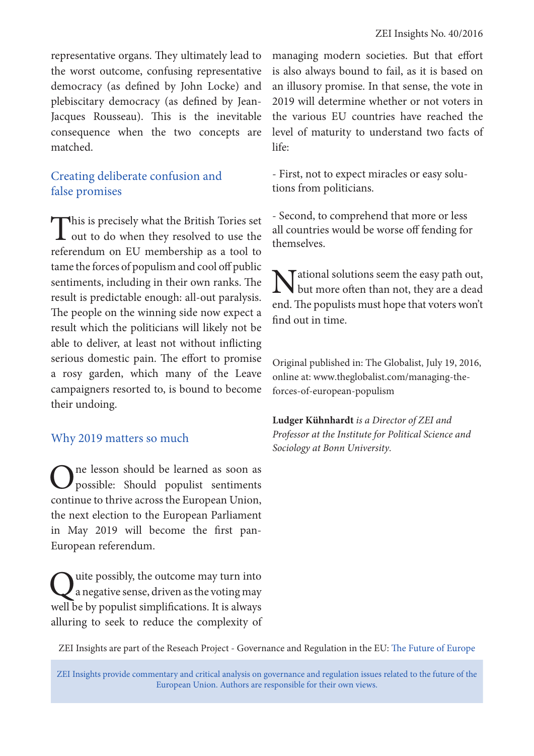representative organs. They ultimately lead to the worst outcome, confusing representative democracy (as defined by John Locke) and plebiscitary democracy (as defined by Jean-Jacques Rousseau). This is the inevitable consequence when the two concepts are matched.

## Creating deliberate confusion and false promises

This is precisely what the British Tories set out to do when they resolved to use the referendum on EU membership as a tool to tame the forces of populism and cool off public sentiments, including in their own ranks. The result is predictable enough: all-out paralysis. The people on the winning side now expect a result which the politicians will likely not be able to deliver, at least not without inflicting serious domestic pain. The effort to promise a rosy garden, which many of the Leave campaigners resorted to, is bound to become their undoing.

## Why 2019 matters so much

One lesson should be learned as soon as possible: Should populist sentiments continue to thrive across the European Union, the next election to the European Parliament in May 2019 will become the first pan-European referendum.

Quite possibly, the outcome may turn into a negative sense, driven as the voting may well be by populist simplifications. It is always alluring to seek to reduce the complexity of managing modern societies. But that effort is also always bound to fail, as it is based on an illusory promise. In that sense, the vote in 2019 will determine whether or not voters in the various EU countries have reached the level of maturity to understand two facts of life:

- First, not to expect miracles or easy solutions from politicians.

- Second, to comprehend that more or less all countries would be worse off fending for themselves.

National solutions seem the easy path out, but more often than not, they are a dead end. The populists must hope that voters won't find out in time.

Original published in: The Globalist, July 19, 2016, online at: www.theglobalist.com/managing-the-forces-of-european-populism

**Ludger Kühnhardt** *is a Director of ZEI and Professor at the Institute for Political Science and Sociology at Bonn University.*

ZEI Insights are part of the Reseach Project - Governance and Regulation in the EU: The Future of Europe

ZEI Insights provide commentary and critical analysis on governance and regulation issues related to the future of the European Union. Authors are responsible for their own views.